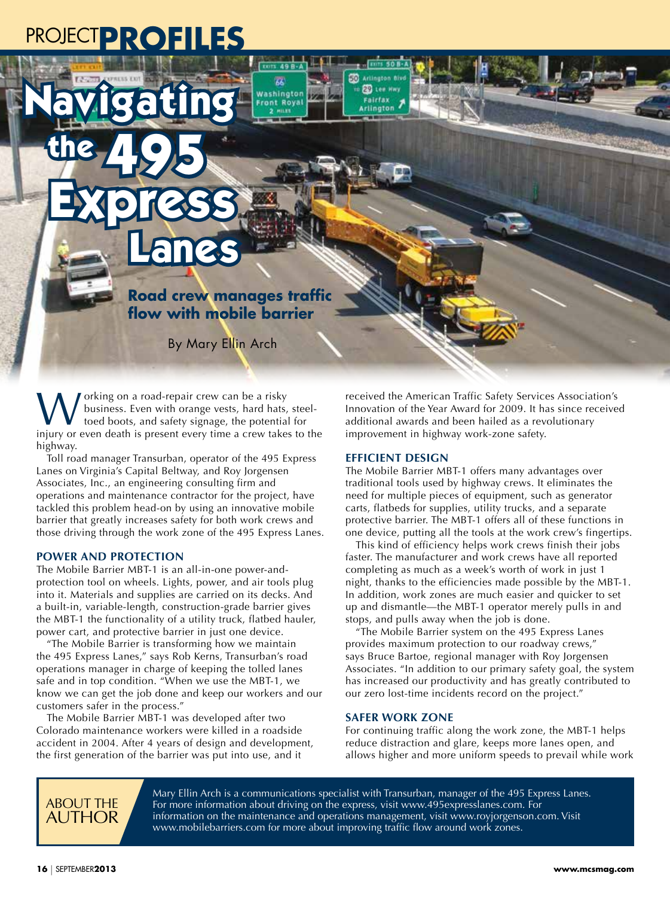# Navigating the 495 Express Lanes

## Road crew manages traffic flow with mobile barrier

By Mary Ellin Arch

Working on a road-repair crew can be a risky business. Even with orange vests, hard hats, steel-toed boots, and safety signage, the potential for injury or even death is present every time a crew takes to the highway.

Toll road manager Transurban, operator of the 495 Express Lanes on Virginia's Capital Beltway, and Roy Jorgensen Associates, Inc., an engineering consulting firm and operations and maintenance contractor for the project, have tackled this problem head-on by using an innovative mobile barrier that greatly increases safety for both work crews and those driving through the work zone of the 495 Express Lanes.

### POWER AND PROTECTION

The Mobile Barrier MBT-1 is an all-in-one power-and-protection tool on wheels. Lights, power, and air tools plug into it. Materials and supplies are carried on its decks. And a built-in, variable-length, construction-grade barrier gives the MBT-1 the functionality of a utility truck, flatbed hauler, power cart, and protective barrier in just one device.

"The Mobile Barrier is transforming how we maintain the 495 Express Lanes," says Rob Kerns, Transurban's road operations manager in charge of keeping the tolled lanes safe and in top condition. "When we use the MBT-1, we know we can get the job done and keep our workers and our customers safer in the process."

The Mobile Barrier MBT-1 was developed after two Colorado maintenance workers were killed in a roadside accident in 2004. After 4 years of design and development, the first generation of the barrier was put into use, and it received the American Traffic Safety Services Association's Innovation of the Year Award for 2009. It has since received additional awards and been hailed as a revolutionary improvement in highway work-zone safety.

### EFFICIENT DESIGN

The Mobile Barrier MBT-1 offers many advantages over traditional tools used by highway crews. It eliminates the need for multiple pieces of equipment, such as generator carts, flatbeds for supplies, utility trucks, and a separate protective barrier. The MBT-1 offers all of these functions in one device, putting all the tools at the work crew's fingertips.

This kind of efficiency helps work crews finish their jobs faster. The manufacturer and work crews have all reported completing as much as a week's worth of work in just 1 night, thanks to the efficiencies made possible by the MBT-1. In addition, work zones are much easier and quicker to set up and dismantle—the MBT-1 operator merely pulls in and stops, and pulls away when the job is done.

"The Mobile Barrier system on the 495 Express Lanes provides maximum protection to our roadway crews," says Bruce Bartoe, regional manager with Roy Jorgensen Associates. "In addition to our primary safety goal, the system has increased our productivity and has greatly contributed to our zero lost-time incidents record on the project."

### SAFER WORK ZONE

For continuing traffic along the work zone, the MBT-1 helps reduce distraction and glare, keeps more lanes open, and allows higher and more uniform speeds to prevail while work

**ABOUT THE AUTHOR**

Mary Ellin Arch is a communications specialist with Transurban, manager of the 495 Express Lanes. For more information about driving on the express, visit www.495expresslanes.com. For information on the maintenance and operations management, visit www.royjorgenson.com. Visit www.mobilebarriers.com for more about improving traffic flow around work zones.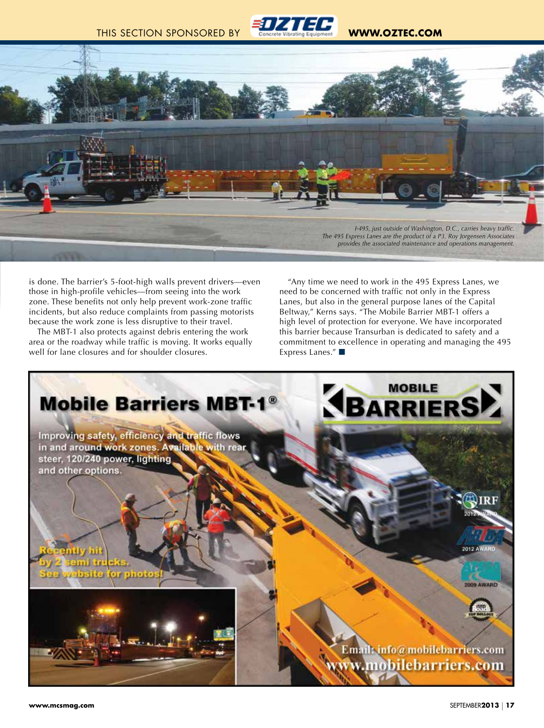I-495, just outside of Washington, D.C., carries heavy traffic. The 495 Express Lanes are the product of a P3. Roy Jorgensen Associates provides the associated maintenance and operations management.

is done. The barrier's 5-foot-high walls prevent drivers—even those in high-profile vehicles—from seeing into the work zone. These benefits not only help prevent work-zone traffic incidents, but also reduce complaints from passing motorists because the work zone is less disruptive to their travel.

The MBT-1 also protects against debris entering the work area or the roadway while traffic is moving. It works equally well for lane closures and for shoulder closures.

"Any time we need to work in the 495 Express Lanes, we need to be concerned with traffic not only in the Express Lanes, but also in the general purpose lanes of the Capital Beltway," Kerns says. "The Mobile Barrier MBT-1 offers a high level of protection for everyone. We have incorporated this barrier because Transurban is dedicated to safety and a commitment to excellence in operating and managing the 495 Express Lanes." ■

**Mobile Barriers MBT-1®**

**MOBILE BARRIERS**

Improving safety, efficiency and traffic flows in and around work zones. Available with rear steer, 120/240 power, lighting and other options.

Recently hit by 2 semi trucks. See website for photos!

IRF 2012 AWARD

ARTBA 2012 AWARD

ATSSA 2009 AWARD

Roads Top Rollout

Email: info@mobilebarriers.com
www.mobilebarriers.com